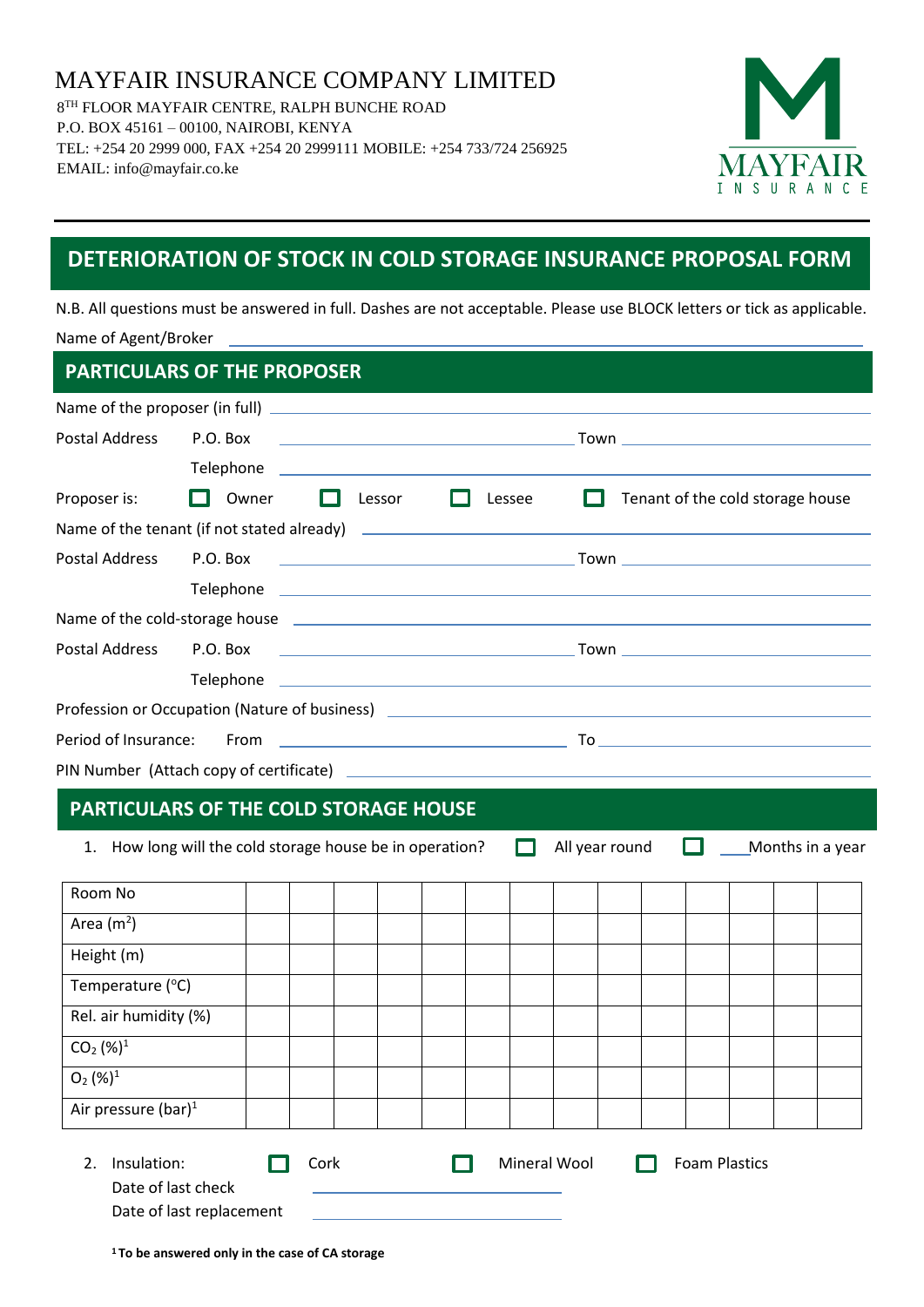MAYFAIR INSURANCE COMPANY LIMITED

8TH FLOOR MAYFAIR CENTRE, RALPH BUNCHE ROAD
P.O. BOX 45161 – 00100, NAIROBI, KENYA
TEL: +254 20 2999 000, FAX +254 20 2999111 MOBILE: +254 733/724 256925
EMAIL: info@mayfair.co.ke

MAYFAIR INSURANCE

# DETERIORATION OF STOCK IN COLD STORAGE INSURANCE PROPOSAL FORM

N.B. All questions must be answered in full. Dashes are not acceptable. Please use BLOCK letters or tick as applicable.

Name of Agent/Broker ______________________________

## PARTICULARS OF THE PROPOSER

Name of the proposer (in full) ______________________________

Postal Address P.O. Box ______________________________ Town ______________________________

Telephone ______________________________

Proposer is: ☐ Owner ☐ Lessor ☐ Lessee ☐ Tenant of the cold storage house

Name of the tenant (if not stated already) ______________________________

Postal Address P.O. Box ______________________________ Town ______________________________

Telephone ______________________________

Name of the cold-storage house ______________________________

Postal Address P.O. Box ______________________________ Town ______________________________

Telephone ______________________________

Profession or Occupation (Nature of business) ______________________________

Period of Insurance: From ______________________________ To ______________________________

PIN Number (Attach copy of certificate) ______________________________

## PARTICULARS OF THE COLD STORAGE HOUSE

1. How long will the cold storage house be in operation? ☐ All year round ☐ ____Months in a year

| Room No | | | | | | | | | | | | | | |
|---|---|---|---|---|---|---|---|---|---|---|---|---|---|---|
| Area ($m^2$) | | | | | | | | | | | | | | |
| Height (m) | | | | | | | | | | | | | | |
| Temperature (°C) | | | | | | | | | | | | | | |
| Rel. air humidity (%) | | | | | | | | | | | | | | |
| $CO_2$ (%)[1] | | | | | | | | | | | | | | |
| $O_2$ (%)[1] | | | | | | | | | | | | | | |
| Air pressure (bar)[1] | | | | | | | | | | | | | | |

2. Insulation: ☐ Cork ☐ Mineral Wool ☐ Foam Plastics
   Date of last check ______________________________
   Date of last replacement ______________________________

**[1] To be answered only in the case of CA storage**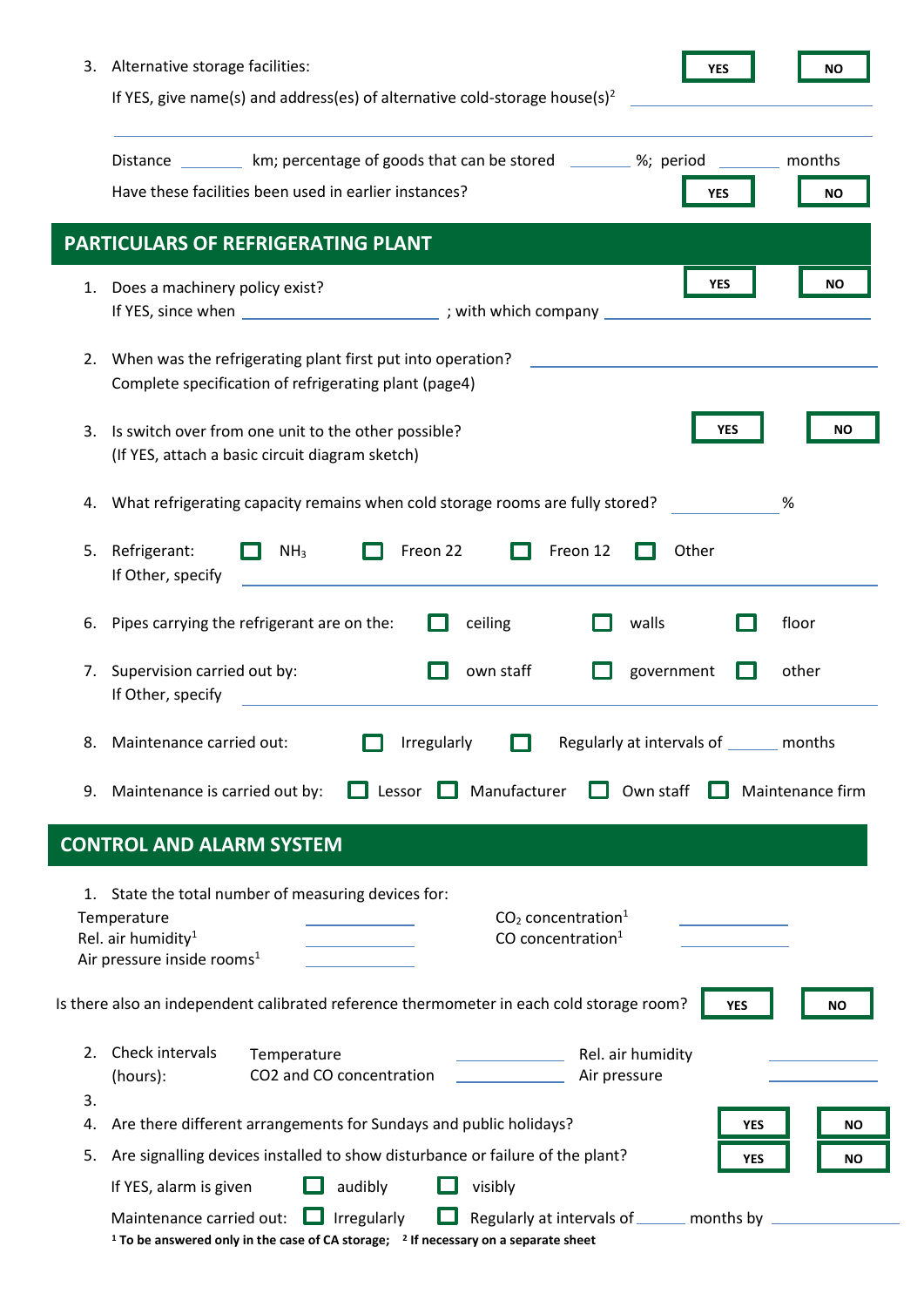3. Alternative storage facilities: YES NO

   If YES, give name(s) and address(es) of alternative cold-storage house(s)[2] ______________________

   ______________________________________________________________________

   Distance ________ km; percentage of goods that can be stored ________ %; period ________ months

   Have these facilities been used in earlier instances? YES NO

## PARTICULARS OF REFRIGERATING PLANT

1. Does a machinery policy exist? YES NO

   If YES, since when ______________________ ; with which company ______________________

2. When was the refrigerating plant first put into operation? ______________________

   Complete specification of refrigerating plant (page4)

3. Is switch over from one unit to the other possible? YES NO

   (If YES, attach a basic circuit diagram sketch)

4. What refrigerating capacity remains when cold storage rooms are fully stored? ____________ %

5. Refrigerant: ☐ $NH_3$ ☐ Freon 22 ☐ Freon 12 ☐ Other

   If Other, specify ______________________

6. Pipes carrying the refrigerant are on the: ☐ ceiling ☐ walls ☐ floor

7. Supervision carried out by: ☐ own staff ☐ government ☐ other

   If Other, specify ______________________

8. Maintenance carried out: ☐ Irregularly ☐ Regularly at intervals of ______ months

9. Maintenance is carried out by: ☐ Lessor ☐ Manufacturer ☐ Own staff ☐ Maintenance firm

## CONTROL AND ALARM SYSTEM

1. State the total number of measuring devices for:

   Temperature ____________ $CO_2$ concentration[1] ____________

   Rel. air humidity[1] ____________ CO concentration[1] ____________

   Air pressure inside rooms[1] ____________

Is there also an independent calibrated reference thermometer in each cold storage room? YES NO

2. Check intervals (hours): Temperature ____________ Rel. air humidity ____________

   CO2 and CO concentration ____________ Air pressure ____________

3. 
4. Are there different arrangements for Sundays and public holidays? YES NO
5. Are signalling devices installed to show disturbance or failure of the plant? YES NO

   If YES, alarm is given ☐ audibly ☐ visibly

   Maintenance carried out: ☐ Irregularly ☐ Regularly at intervals of ______ months by ____________

**[1] To be answered only in the case of CA storage; [2] If necessary on a separate sheet**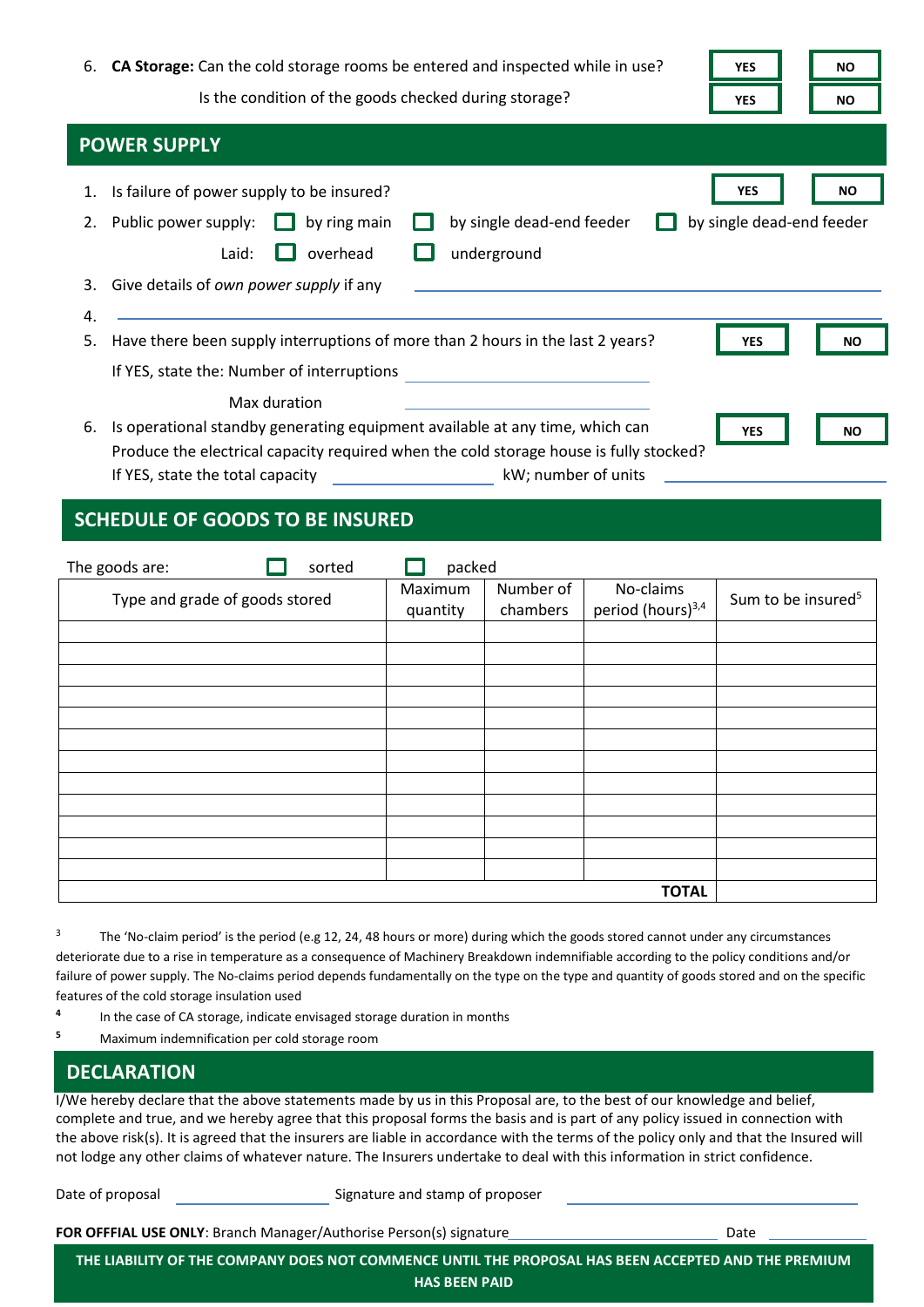6. **CA Storage:** Can the cold storage rooms be entered and inspected while in use? YES NO

   Is the condition of the goods checked during storage? YES NO

## POWER SUPPLY

1. Is failure of power supply to be insured? YES NO
2. Public power supply: ☐ by ring main ☐ by single dead-end feeder ☐ by single dead-end feeder

   Laid: ☐ overhead ☐ underground
3. Give details of *own power supply* if any ____________________
4. ____________________
5. Have there been supply interruptions of more than 2 hours in the last 2 years? YES NO

   If YES, state the: Number of interruptions ____________________

   Max duration ____________________
6. Is operational standby generating equipment available at any time, which can Produce the electrical capacity required when the cold storage house is fully stocked? YES NO

   If YES, state the total capacity ____________ kW; number of units ____________

## SCHEDULE OF GOODS TO BE INSURED

The goods are: ☐ sorted ☐ packed

| Type and grade of goods stored | Maximum quantity | Number of chambers | No-claims period (hours)[3,4] | Sum to be insured[5] |
|---|---|---|---|---|
| | | | | |
| | | | | |
| | | | | |
| | | | | |
| | | | | |
| | | | | |
| | | | | |
| | | | | |
| | | | | |
| | | | | |
| | | | | |
| | | | | |
| | | | **TOTAL** | |

[3] The 'No-claim period' is the period (e.g 12, 24, 48 hours or more) during which the goods stored cannot under any circumstances deteriorate due to a rise in temperature as a consequence of Machinery Breakdown indemnifiable according to the policy conditions and/or failure of power supply. The No-claims period depends fundamentally on the type on the type and quantity of goods stored and on the specific features of the cold storage insulation used

[4] In the case of CA storage, indicate envisaged storage duration in months

[5] Maximum indemnification per cold storage room

## DECLARATION

I/We hereby declare that the above statements made by us in this Proposal are, to the best of our knowledge and belief, complete and true, and we hereby agree that this proposal forms the basis and is part of any policy issued in connection with the above risk(s). It is agreed that the insurers are liable in accordance with the terms of the policy only and that the Insured will not lodge any other claims of whatever nature. The Insurers undertake to deal with this information in strict confidence.

Date of proposal ____________ Signature and stamp of proposer ____________________

**FOR OFFIAL USE ONLY**: Branch Manager/Authorise Person(s) signature ____________________ Date ____________

**THE LIABILITY OF THE COMPANY DOES NOT COMMENCE UNTIL THE PROPOSAL HAS BEEN ACCEPTED AND THE PREMIUM HAS BEEN PAID**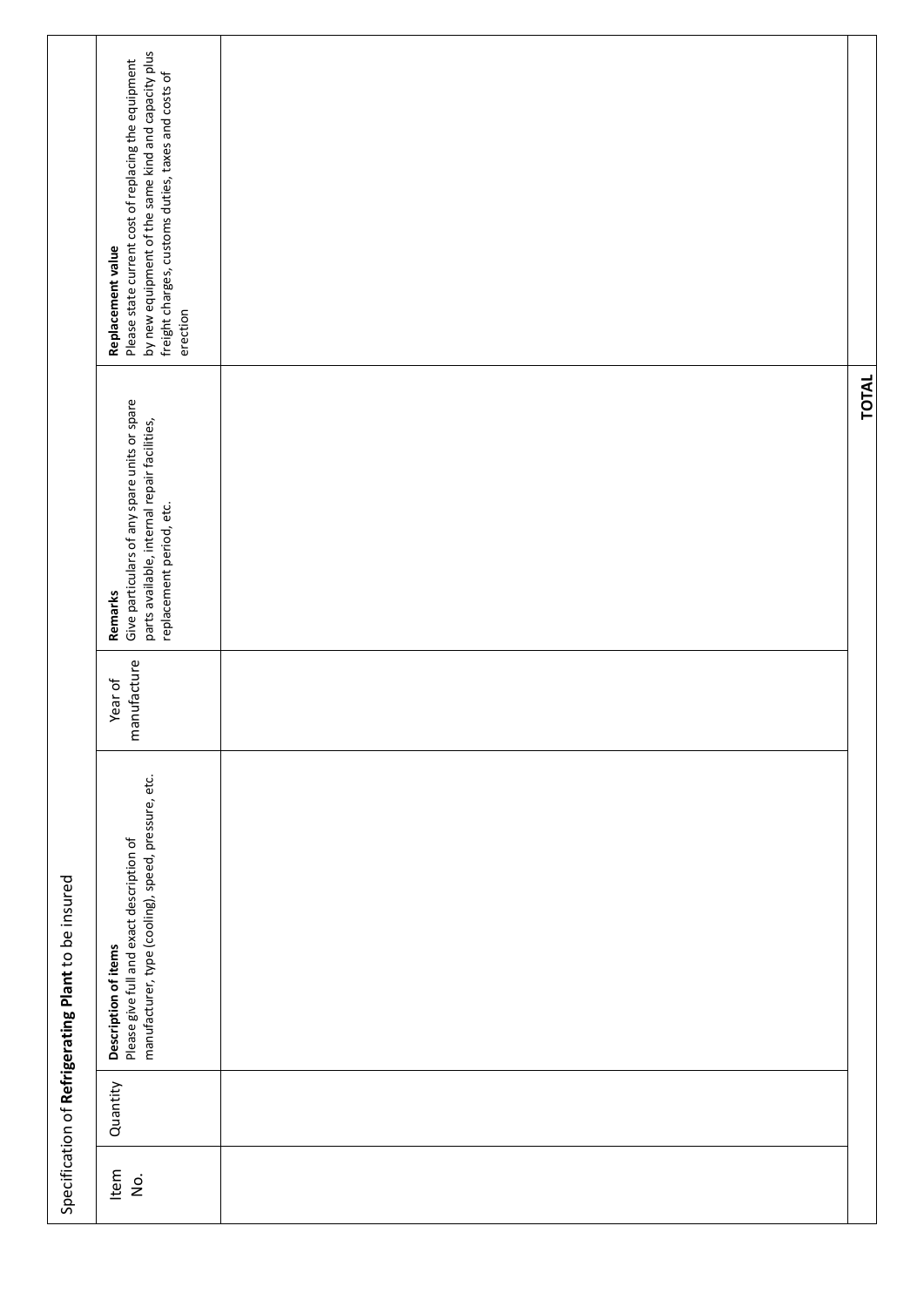Specification of **Refrigerating Plant** to be insured

| Item No. | Quantity | **Description of items** Please give full and exact description of manufacturer, type (cooling), speed, pressure, etc. | Year of manufacture | **Remarks** Give particulars of any spare units or spare parts available, internal repair facilities, replacement period, etc. | **Replacement value** Please state current cost of replacing the equipment by new equipment of the same kind and capacity plus freight charges, customs duties, taxes and costs of erection |
|---|---|---|---|---|---|
| | | | | | |
| | | | | **TOTAL** | |